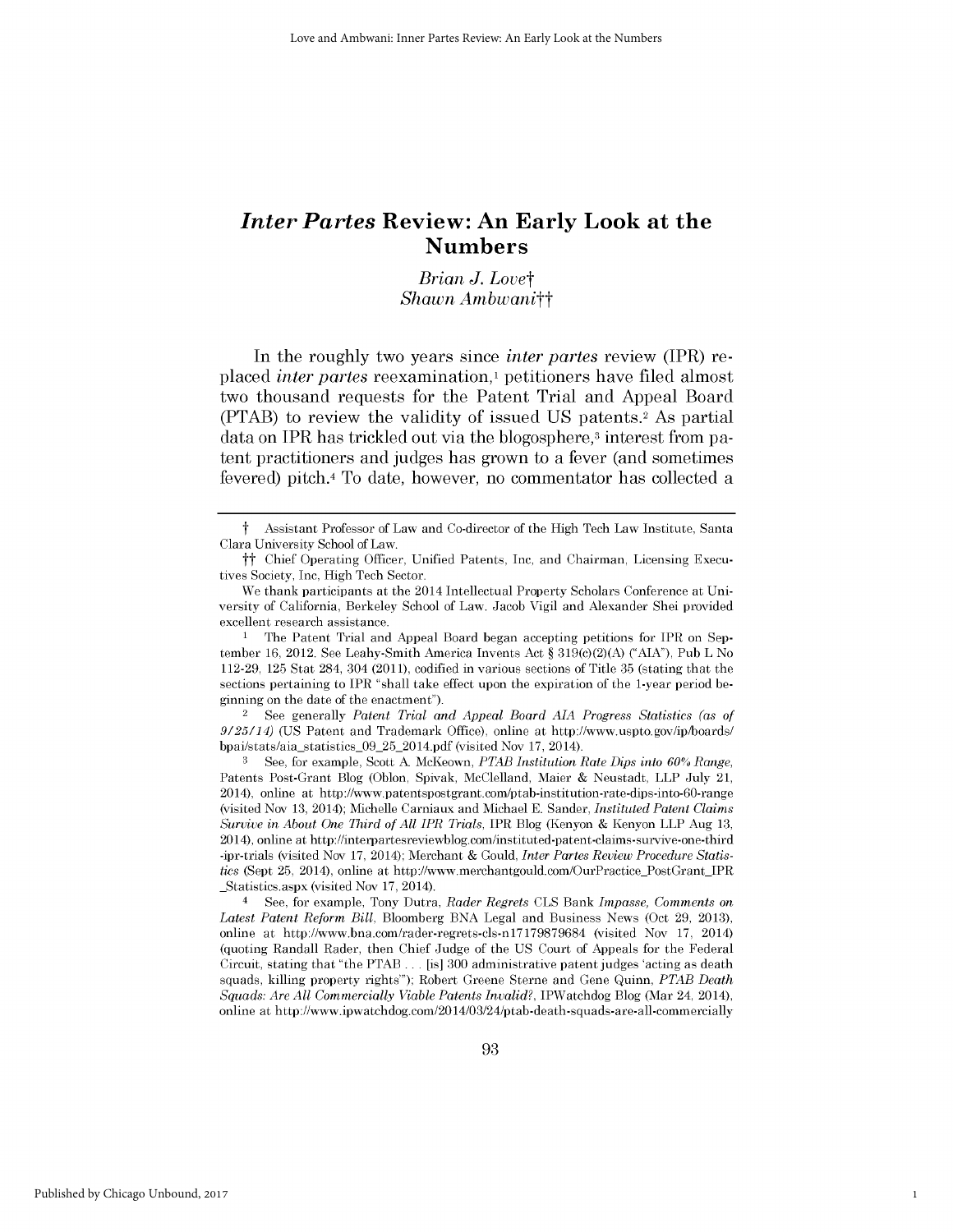# *Inter Partes* Review: An Early Look at the Numbers

*Brian J. Love*†

*Shawn Ambwani*††

In the roughly two years since *inter partes* review (IPR) replaced *inter partes* reexamination,[1] petitioners have filed almost two thousand requests for the Patent Trial and Appeal Board (PTAB) to review the validity of issued US patents.[2] As partial data on IPR has trickled out via the blogosphere,[3] interest from patent practitioners and judges has grown to a fever (and sometimes fevered) pitch.[4] To date, however, no commentator has collected a

---

† Assistant Professor of Law and Co-director of the High Tech Law Institute, Santa Clara University School of Law.

†† Chief Operating Officer, Unified Patents, Inc, and Chairman, Licensing Executives Society, Inc, High Tech Sector.

We thank participants at the 2014 Intellectual Property Scholars Conference at University of California, Berkeley School of Law. Jacob Vigil and Alexander Shei provided excellent research assistance.

1 The Patent Trial and Appeal Board began accepting petitions for IPR on September 16, 2012. See Leahy-Smith America Invents Act § 319(c)(2)(A) ("AIA"), Pub L No 112-29, 125 Stat 284, 304 (2011), codified in various sections of Title 35 (stating that the sections pertaining to IPR "shall take effect upon the expiration of the 1-year period beginning on the date of the enactment").

2 See generally *Patent Trial and Appeal Board AIA Progress Statistics (as of 9/25/14)* (US Patent and Trademark Office), online at http://www.uspto.gov/ip/boards/bpai/stats/aia_statistics_09_25_2014.pdf (visited Nov 17, 2014).

3 See, for example, Scott A. McKeown, *PTAB Institution Rate Dips into 60% Range*, Patents Post-Grant Blog (Oblon, Spivak, McClelland, Maier & Neustadt, LLP July 21, 2014), online at http://www.patentspostgrant.com/ptab-institution-rate-dips-into-60-range (visited Nov 13, 2014); Michelle Carniaux and Michael E. Sander, *Instituted Patent Claims Survive in About One Third of All IPR Trials*, IPR Blog (Kenyon & Kenyon LLP Aug 13, 2014), online at http://interpartesreviewblog.com/instituted-patent-claims-survive-one-third-ipr-trials (visited Nov 17, 2014); Merchant & Gould, *Inter Partes Review Procedure Statistics* (Sept 25, 2014), online at http://www.merchantgould.com/OurPractice_PostGrant_IPR_Statistics.aspx (visited Nov 17, 2014).

4 See, for example, Tony Dutra, *Rader Regrets* CLS Bank *Impasse, Comments on Latest Patent Reform Bill*, Bloomberg BNA Legal and Business News (Oct 29, 2013), online at http://www.bna.com/rader-regrets-cls-n17179879684 (visited Nov 17, 2014) (quoting Randall Rader, then Chief Judge of the US Court of Appeals for the Federal Circuit, stating that "the PTAB . . . [is] 300 administrative patent judges 'acting as death squads, killing property rights'"); Robert Greene Sterne and Gene Quinn, *PTAB Death Squads: Are All Commercially Viable Patents Invalid?*, IPWatchdog Blog (Mar 24, 2014), online at http://www.ipwatchdog.com/2014/03/24/ptab-death-squads-are-all-commercially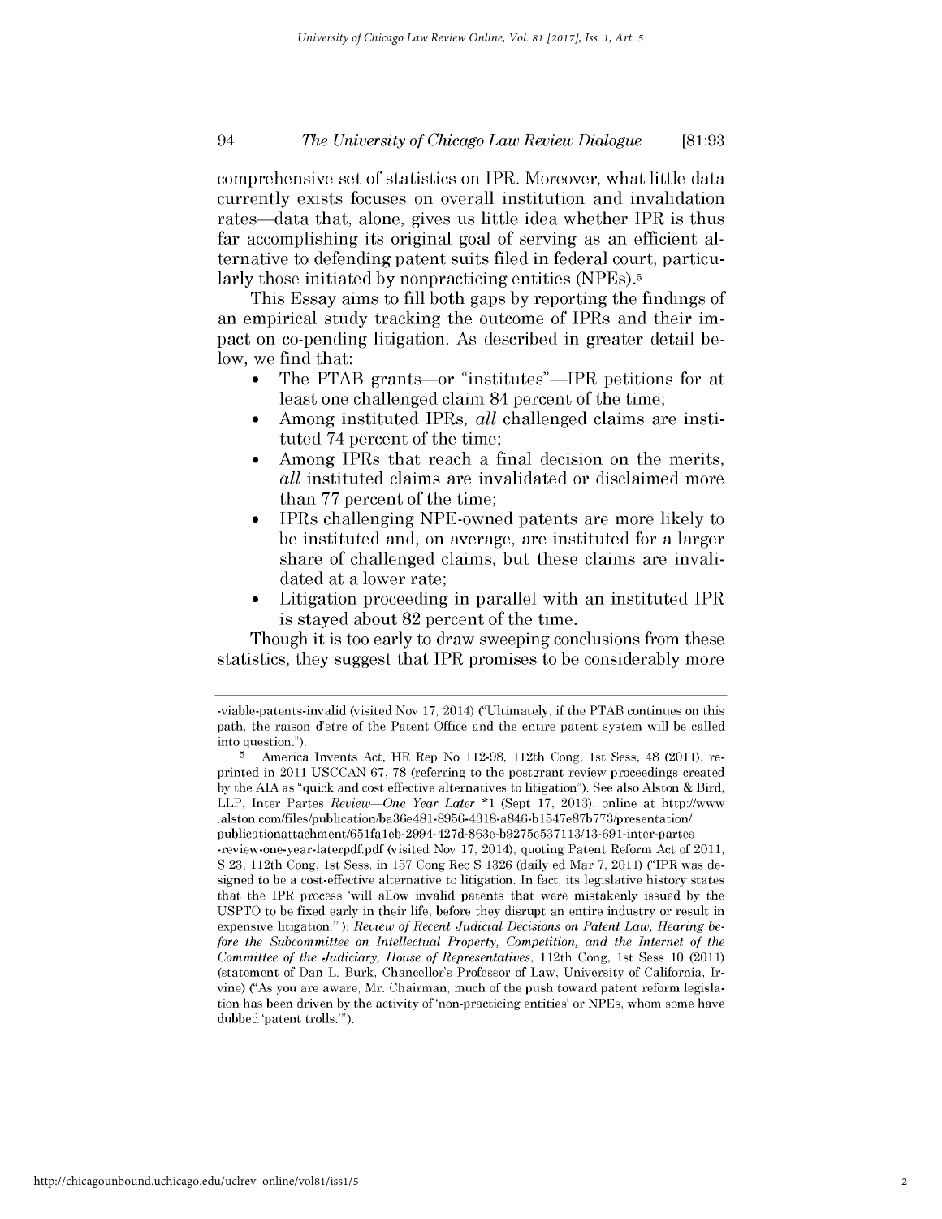comprehensive set of statistics on IPR. Moreover, what little data currently exists focuses on overall institution and invalidation rates—data that, alone, gives us little idea whether IPR is thus far accomplishing its original goal of serving as an efficient alternative to defending patent suits filed in federal court, particularly those initiated by nonpracticing entities (NPEs).[5]

This Essay aims to fill both gaps by reporting the findings of an empirical study tracking the outcome of IPRs and their impact on co-pending litigation. As described in greater detail below, we find that:

- The PTAB grants—or "institutes"—IPR petitions for at least one challenged claim 84 percent of the time;
- Among instituted IPRs, *all* challenged claims are instituted 74 percent of the time;
- Among IPRs that reach a final decision on the merits, *all* instituted claims are invalidated or disclaimed more than 77 percent of the time;
- IPRs challenging NPE-owned patents are more likely to be instituted and, on average, are instituted for a larger share of challenged claims, but these claims are invalidated at a lower rate;
- Litigation proceeding in parallel with an instituted IPR is stayed about 82 percent of the time.

Though it is too early to draw sweeping conclusions from these statistics, they suggest that IPR promises to be considerably more

---

-viable-patents-invalid (visited Nov 17, 2014) ("Ultimately, if the PTAB continues on this path, the raison d'etre of the Patent Office and the entire patent system will be called into question.").

[5] America Invents Act, HR Rep No 112-98, 112th Cong, 1st Sess, 48 (2011), reprinted in 2011 USCCAN 67, 78 (referring to the postgrant review proceedings created by the AIA as "quick and cost effective alternatives to litigation"). See also Alston & Bird, LLP, Inter Partes *Review—One Year Later* *1 (Sept 17, 2013), online at http://www.alston.com/files/publication/ba36e481-8956-4318-a846-b1547e87b773/presentation/publicationattachment/651fa1eb-2994-427d-863e-b9275e537113/13-691-inter-partes-review-one-year-laterpdf.pdf (visited Nov 17, 2014), quoting Patent Reform Act of 2011, S 23, 112th Cong, 1st Sess, in 157 Cong Rec S 1326 (daily ed Mar 7, 2011) ("IPR was designed to be a cost-effective alternative to litigation. In fact, its legislative history states that the IPR process 'will allow invalid patents that were mistakenly issued by the USPTO to be fixed early in their life, before they disrupt an entire industry or result in expensive litigation.'"); *Review of Recent Judicial Decisions on Patent Law, Hearing before the Subcommittee on Intellectual Property, Competition, and the Internet of the Committee of the Judiciary, House of Representatives*, 112th Cong, 1st Sess 10 (2011) (statement of Dan L. Burk, Chancellor's Professor of Law, University of California, Irvine) ("As you are aware, Mr. Chairman, much of the push toward patent reform legislation has been driven by the activity of 'non-practicing entities' or NPEs, whom some have dubbed 'patent trolls.'").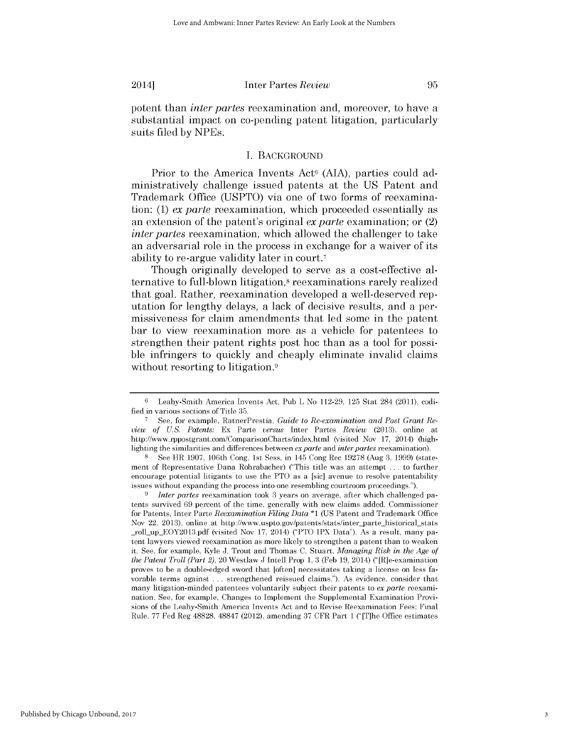potent than *inter partes* reexamination and, moreover, to have a substantial impact on co-pending patent litigation, particularly suits filed by NPEs.

## I. BACKGROUND

Prior to the America Invents Act[6] (AIA), parties could administratively challenge issued patents at the US Patent and Trademark Office (USPTO) via one of two forms of reexamination: (1) *ex parte* reexamination, which proceeded essentially as an extension of the patent's original *ex parte* examination; or (2) *inter partes* reexamination, which allowed the challenger to take an adversarial role in the process in exchange for a waiver of its ability to re-argue validity later in court.[7]

Though originally developed to serve as a cost-effective alternative to full-blown litigation,[8] reexaminations rarely realized that goal. Rather, reexamination developed a well-deserved reputation for lengthy delays, a lack of decisive results, and a permissiveness for claim amendments that led some in the patent bar to view reexamination more as a vehicle for patentees to strengthen their patent rights post hoc than as a tool for possible infringers to quickly and cheaply eliminate invalid claims without resorting to litigation.[9]

---

[6] Leahy-Smith America Invents Act, Pub L No 112-29, 125 Stat 284 (2011), codified in various sections of Title 35.

[7] See, for example, RatnerPrestia, *Guide to Re-examination and Post Grant Review of U.S. Patents:* Ex Parte *versus* Inter Partes *Review* (2013), online at http://www.rppostgrant.com/ComparisonCharts/index.html (visited Nov 17, 2014) (highlighting the similarities and differences between *ex parte* and *inter partes* reexamination).

[8] See HR 1907, 106th Cong, 1st Sess, in 145 Cong Rec 19278 (Aug 3, 1999) (statement of Representative Dana Rohrabacher) ("This title was an attempt . . . to further encourage potential litigants to use the PTO as a [sic] avenue to resolve patentability issues without expanding the process into one resembling courtroom proceedings.").

[9] *Inter partes* reexamination took 3 years on average, after which challenged patents survived 69 percent of the time, generally with new claims added. Commissioner for Patents, Inter Parte *Reexamination Filing Data* *1 (US Patent and Trademark Office Nov 22, 2013), online at http://www.uspto.gov/patents/stats/inter_parte_historical_stats_roll_up_EOY2013.pdf (visited Nov 17, 2014) ("PTO IPX Data"). As a result, many patent lawyers viewed reexamination as more likely to strengthen a patent than to weaken it. See, for example, Kyle J. Trout and Thomas C. Stuart, *Managing Risk in the Age of the Patent Troll (Part 2)*, 20 Westlaw J Intell Prop 1, 3 (Feb 19, 2014) ("[R]e-examination proves to be a double-edged sword that [often] necessitates taking a license on less favorable terms against . . . strengthened reissued claims."). As evidence, consider that many litigation-minded patentees voluntarily subject their patents to *ex parte* reexamination. See, for example, Changes to Implement the Supplemental Examination Provisions of the Leahy-Smith America Invents Act and to Revise Reexamination Fees; Final Rule, 77 Fed Reg 48828, 48847 (2012), amending 37 CFR Part 1 ("[T]he Office estimates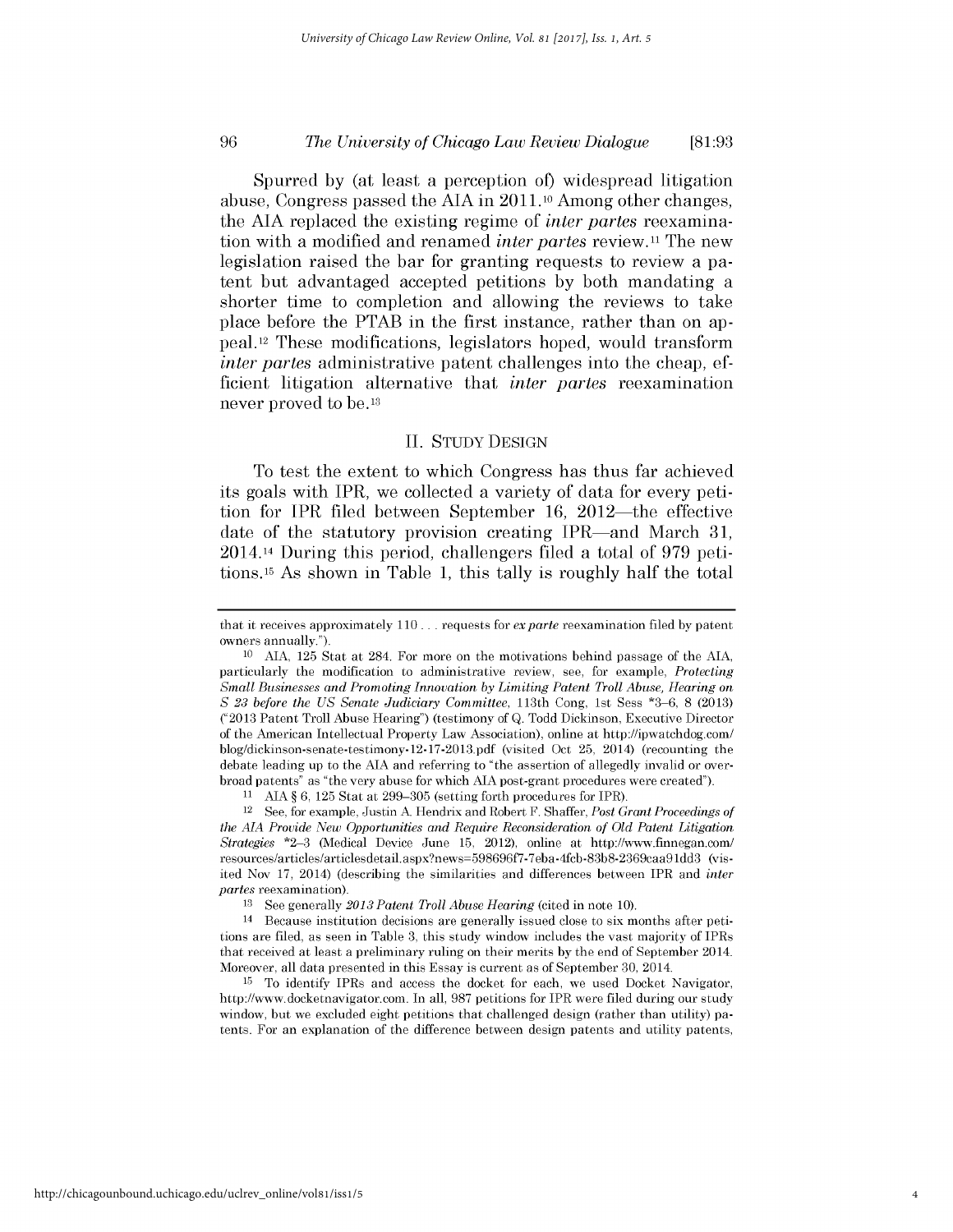Spurred by (at least a perception of) widespread litigation abuse, Congress passed the AIA in 2011.[10] Among other changes, the AIA replaced the existing regime of *inter partes* reexamination with a modified and renamed *inter partes* review.[11] The new legislation raised the bar for granting requests to review a patent but advantaged accepted petitions by both mandating a shorter time to completion and allowing the reviews to take place before the PTAB in the first instance, rather than on appeal.[12] These modifications, legislators hoped, would transform *inter partes* administrative patent challenges into the cheap, efficient litigation alternative that *inter partes* reexamination never proved to be.[13]

## II. Study Design

To test the extent to which Congress has thus far achieved its goals with IPR, we collected a variety of data for every petition for IPR filed between September 16, 2012—the effective date of the statutory provision creating IPR—and March 31, 2014.[14] During this period, challengers filed a total of 979 petitions.[15] As shown in Table 1, this tally is roughly half the total

---

that it receives approximately 110 . . . requests for *ex parte* reexamination filed by patent owners annually.").

[10] AIA, 125 Stat at 284. For more on the motivations behind passage of the AIA, particularly the modification to administrative review, see, for example, *Protecting Small Businesses and Promoting Innovation by Limiting Patent Troll Abuse, Hearing on S 23 before the US Senate Judiciary Committee*, 113th Cong, 1st Sess *3–6, 8 (2013) ("2013 Patent Troll Abuse Hearing") (testimony of Q. Todd Dickinson, Executive Director of the American Intellectual Property Law Association), online at http://ipwatchdog.com/blog/dickinson-senate-testimony-12-17-2013.pdf (visited Oct 25, 2014) (recounting the debate leading up to the AIA and referring to "the assertion of allegedly invalid or overbroad patents" as "the very abuse for which AIA post-grant procedures were created").

[11] AIA § 6, 125 Stat at 299–305 (setting forth procedures for IPR).

[12] See, for example, Justin A. Hendrix and Robert F. Shaffer, *Post Grant Proceedings of the AIA Provide New Opportunities and Require Reconsideration of Old Patent Litigation Strategies* *2–3 (Medical Device June 15, 2012), online at http://www.finnegan.com/resources/articles/articlesdetail.aspx?news=598696f7-7eba-4fcb-83b8-2369caa91dd3 (visited Nov 17, 2014) (describing the similarities and differences between IPR and *inter partes* reexamination).

[13] See generally *2013 Patent Troll Abuse Hearing* (cited in note 10).

[14] Because institution decisions are generally issued close to six months after petitions are filed, as seen in Table 3, this study window includes the vast majority of IPRs that received at least a preliminary ruling on their merits by the end of September 2014. Moreover, all data presented in this Essay is current as of September 30, 2014.

[15] To identify IPRs and access the docket for each, we used Docket Navigator, http://www.docketnavigator.com. In all, 987 petitions for IPR were filed during our study window, but we excluded eight petitions that challenged design (rather than utility) patents. For an explanation of the difference between design patents and utility patents,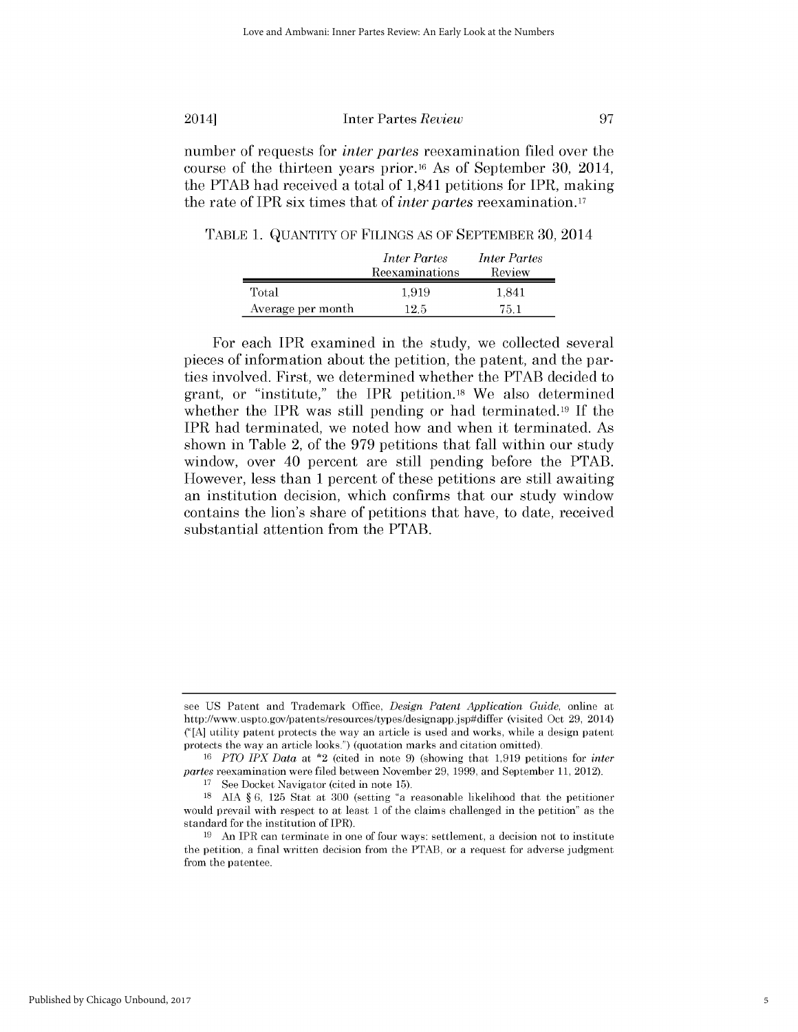number of requests for *inter partes* reexamination filed over the course of the thirteen years prior.[16] As of September 30, 2014, the PTAB had received a total of 1,841 petitions for IPR, making the rate of IPR six times that of *inter partes* reexamination.[17]

TABLE 1. QUANTITY OF FILINGS AS OF SEPTEMBER 30, 2014

| | *Inter Partes* Reexaminations | *Inter Partes* Review |
|---|---|---|
| Total | 1,919 | 1,841 |
| Average per month | 12.5 | 75.1 |

For each IPR examined in the study, we collected several pieces of information about the petition, the patent, and the parties involved. First, we determined whether the PTAB decided to grant, or "institute," the IPR petition.[18] We also determined whether the IPR was still pending or had terminated.[19] If the IPR had terminated, we noted how and when it terminated. As shown in Table 2, of the 979 petitions that fall within our study window, over 40 percent are still pending before the PTAB. However, less than 1 percent of these petitions are still awaiting an institution decision, which confirms that our study window contains the lion's share of petitions that have, to date, received substantial attention from the PTAB.

---

see US Patent and Trademark Office, *Design Patent Application Guide*, online at http://www.uspto.gov/patents/resources/types/designapp.jsp#differ (visited Oct 29, 2014) ("[A] utility patent protects the way an article is used and works, while a design patent protects the way an article looks.") (quotation marks and citation omitted).

[16] *PTO IPX Data* at *2 (cited in note 9) (showing that 1,919 petitions for *inter partes* reexamination were filed between November 29, 1999, and September 11, 2012).

[17] See Docket Navigator (cited in note 15).

[18] AIA § 6, 125 Stat at 300 (setting "a reasonable likelihood that the petitioner would prevail with respect to at least 1 of the claims challenged in the petition" as the standard for the institution of IPR).

[19] An IPR can terminate in one of four ways: settlement, a decision not to institute the petition, a final written decision from the PTAB, or a request for adverse judgment from the patentee.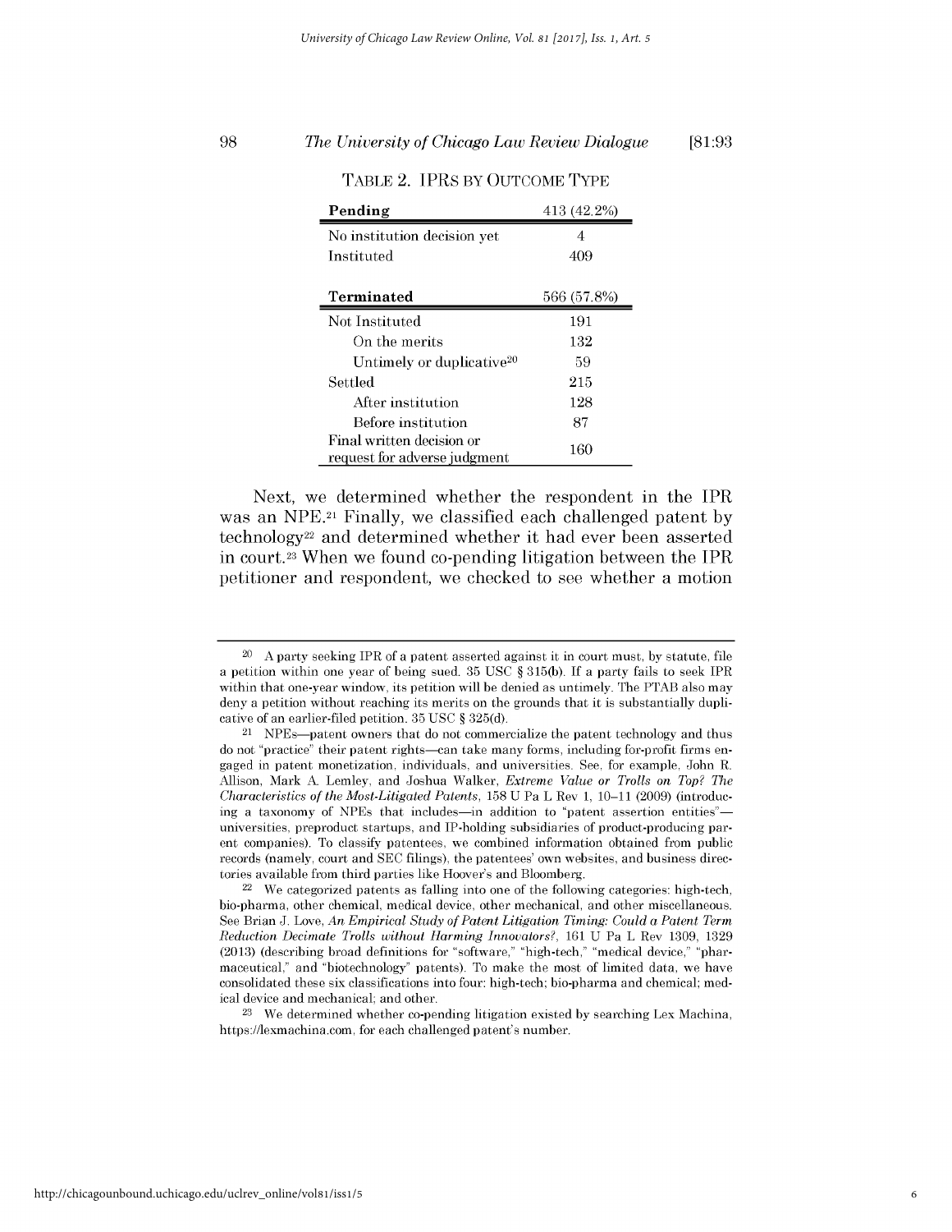TABLE 2. IPRS BY OUTCOME TYPE

| **Pending** | 413 (42.2%) |
|---|---|
| No institution decision yet | 4 |
| Instituted | 409 |
| **Terminated** | 566 (57.8%) |
| Not Instituted | 191 |
| On the merits | 132 |
| Untimely or duplicative[20] | 59 |
| Settled | 215 |
| After institution | 128 |
| Before institution | 87 |
| Final written decision or request for adverse judgment | 160 |

Next, we determined whether the respondent in the IPR was an NPE.[21] Finally, we classified each challenged patent by technology[22] and determined whether it had ever been asserted in court.[23] When we found co-pending litigation between the IPR petitioner and respondent, we checked to see whether a motion

---

[20] A party seeking IPR of a patent asserted against it in court must, by statute, file a petition within one year of being sued. 35 USC § 315(b). If a party fails to seek IPR within that one-year window, its petition will be denied as untimely. The PTAB also may deny a petition without reaching its merits on the grounds that it is substantially duplicative of an earlier-filed petition. 35 USC § 325(d).

[21] NPEs—patent owners that do not commercialize the patent technology and thus do not "practice" their patent rights—can take many forms, including for-profit firms engaged in patent monetization, individuals, and universities. See, for example, John R. Allison, Mark A. Lemley, and Joshua Walker, *Extreme Value or Trolls on Top? The Characteristics of the Most-Litigated Patents*, 158 U Pa L Rev 1, 10–11 (2009) (introducing a taxonomy of NPEs that includes—in addition to "patent assertion entities"—universities, preproduct startups, and IP-holding subsidiaries of product-producing parent companies). To classify patentees, we combined information obtained from public records (namely, court and SEC filings), the patentees' own websites, and business directories available from third parties like Hoover's and Bloomberg.

[22] We categorized patents as falling into one of the following categories: high-tech, bio-pharma, other chemical, medical device, other mechanical, and other miscellaneous. See Brian J. Love, *An Empirical Study of Patent Litigation Timing: Could a Patent Term Reduction Decimate Trolls without Harming Innovators?*, 161 U Pa L Rev 1309, 1329 (2013) (describing broad definitions for "software," "high-tech," "medical device," "pharmaceutical," and "biotechnology" patents). To make the most of limited data, we have consolidated these six classifications into four: high-tech; bio-pharma and chemical; medical device and mechanical; and other.

[23] We determined whether co-pending litigation existed by searching Lex Machina, https://lexmachina.com, for each challenged patent's number.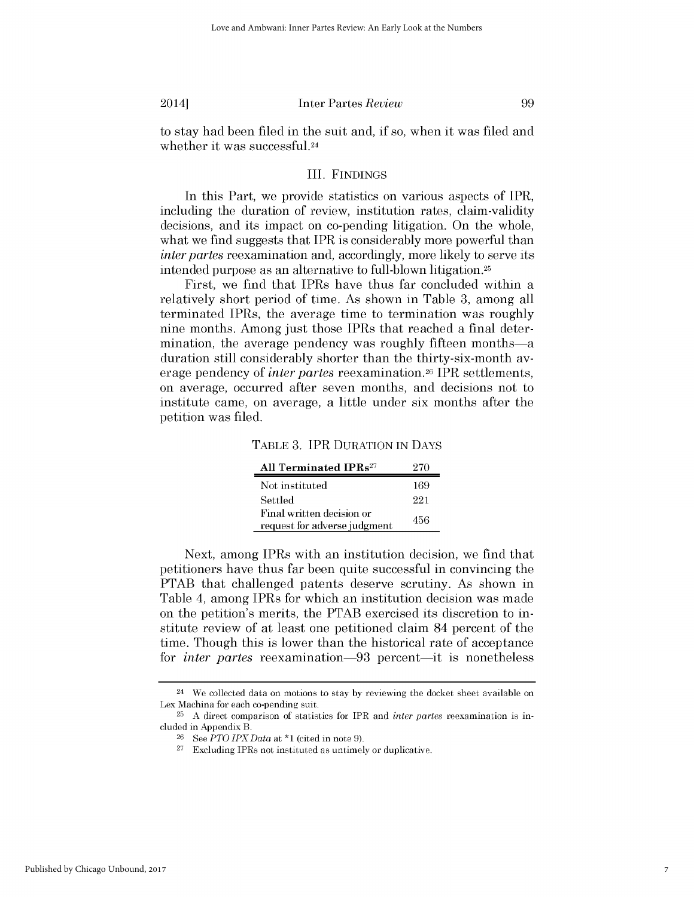to stay had been filed in the suit and, if so, when it was filed and whether it was successful.[24]

## III. FINDINGS

In this Part, we provide statistics on various aspects of IPR, including the duration of review, institution rates, claim-validity decisions, and its impact on co-pending litigation. On the whole, what we find suggests that IPR is considerably more powerful than *inter partes* reexamination and, accordingly, more likely to serve its intended purpose as an alternative to full-blown litigation.[25]

First, we find that IPRs have thus far concluded within a relatively short period of time. As shown in Table 3, among all terminated IPRs, the average time to termination was roughly nine months. Among just those IPRs that reached a final determination, the average pendency was roughly fifteen months—a duration still considerably shorter than the thirty-six-month average pendency of *inter partes* reexamination.[26] IPR settlements, on average, occurred after seven months, and decisions not to institute came, on average, a little under six months after the petition was filed.

TABLE 3. IPR DURATION IN DAYS

| **All Terminated IPRs**[27] | 270 |
|---|---|
| Not instituted | 169 |
| Settled | 221 |
| Final written decision or request for adverse judgment | 456 |

Next, among IPRs with an institution decision, we find that petitioners have thus far been quite successful in convincing the PTAB that challenged patents deserve scrutiny. As shown in Table 4, among IPRs for which an institution decision was made on the petition's merits, the PTAB exercised its discretion to institute review of at least one petitioned claim 84 percent of the time. Though this is lower than the historical rate of acceptance for *inter partes* reexamination—93 percent—it is nonetheless

[24] We collected data on motions to stay by reviewing the docket sheet available on Lex Machina for each co-pending suit.

[25] A direct comparison of statistics for IPR and *inter partes* reexamination is included in Appendix B.

[26] See *PTO IPX Data* at *1 (cited in note 9).

[27] Excluding IPRs not instituted as untimely or duplicative.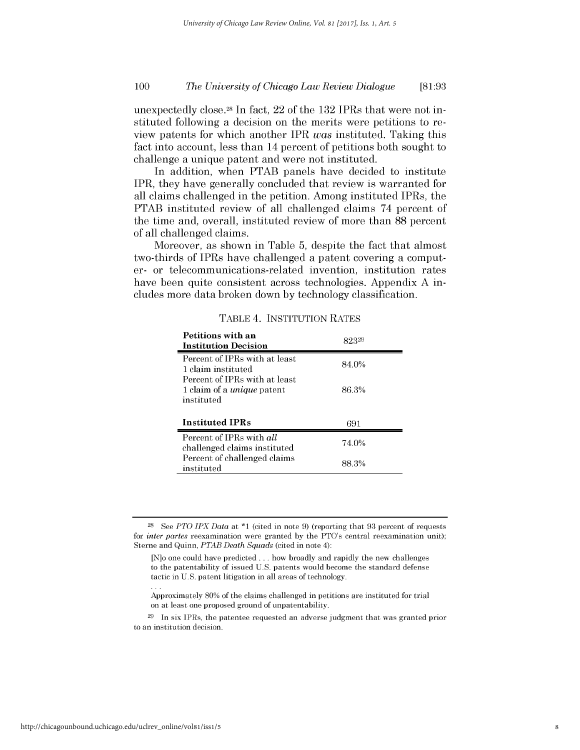unexpectedly close.[28] In fact, 22 of the 132 IPRs that were not instituted following a decision on the merits were petitions to review patents for which another IPR *was* instituted. Taking this fact into account, less than 14 percent of petitions both sought to challenge a unique patent and were not instituted.

In addition, when PTAB panels have decided to institute IPR, they have generally concluded that review is warranted for all claims challenged in the petition. Among instituted IPRs, the PTAB instituted review of all challenged claims 74 percent of the time and, overall, instituted review of more than 88 percent of all challenged claims.

Moreover, as shown in Table 5, despite the fact that almost two-thirds of IPRs have challenged a patent covering a computer- or telecommunications-related invention, institution rates have been quite consistent across technologies. Appendix A includes more data broken down by technology classification.

TABLE 4. INSTITUTION RATES

| **Petitions with an Institution Decision** | 823[29] |
|---|---|
| Percent of IPRs with at least 1 claim instituted | 84.0% |
| Percent of IPRs with at least 1 claim of a *unique* patent instituted | 86.3% |
| **Instituted IPRs** | **691** |
| Percent of IPRs with *all* challenged claims instituted | 74.0% |
| Percent of challenged claims instituted | 88.3% |

---

[28] See *PTO IPX Data* at *1 (cited in note 9) (reporting that 93 percent of requests for *inter partes* reexamination were granted by the PTO's central reexamination unit); Sterne and Quinn, *PTAB Death Squads* (cited in note 4):

> [N]o one could have predicted . . . how broadly and rapidly the new challenges to the patentability of issued U.S. patents would become the standard defense tactic in U.S. patent litigation in all areas of technology.
>
> . . .
>
> Approximately 80% of the claims challenged in petitions are instituted for trial on at least one proposed ground of unpatentability.

[29] In six IPRs, the patentee requested an adverse judgment that was granted prior to an institution decision.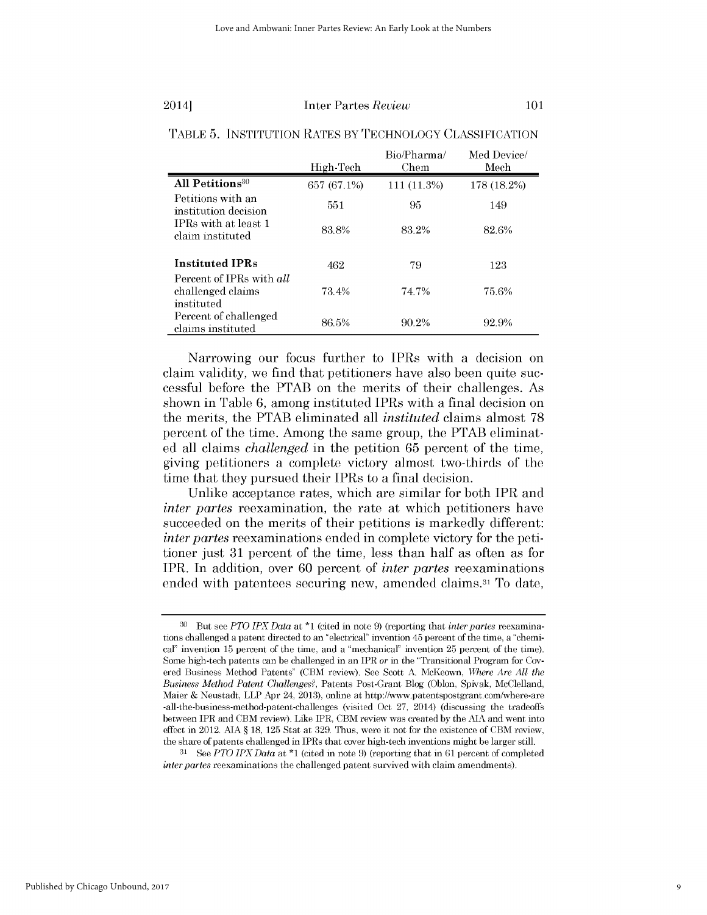TABLE 5. INSTITUTION RATES BY TECHNOLOGY CLASSIFICATION

| | High-Tech | Bio/Pharma/ Chem | Med Device/ Mech |
|---|---|---|---|
| **All Petitions**[30] | 657 (67.1%) | 111 (11.3%) | 178 (18.2%) |
| Petitions with an institution decision | 551 | 95 | 149 |
| IPRs with at least 1 claim instituted | 83.8% | 83.2% | 82.6% |
| **Instituted IPRs** | 462 | 79 | 123 |
| Percent of IPRs with *all* challenged claims instituted | 73.4% | 74.7% | 75.6% |
| Percent of challenged claims instituted | 86.5% | 90.2% | 92.9% |

Narrowing our focus further to IPRs with a decision on claim validity, we find that petitioners have also been quite successful before the PTAB on the merits of their challenges. As shown in Table 6, among instituted IPRs with a final decision on the merits, the PTAB eliminated all *instituted* claims almost 78 percent of the time. Among the same group, the PTAB eliminated all claims *challenged* in the petition 65 percent of the time, giving petitioners a complete victory almost two-thirds of the time that they pursued their IPRs to a final decision.

Unlike acceptance rates, which are similar for both IPR and *inter partes* reexamination, the rate at which petitioners have succeeded on the merits of their petitions is markedly different: *inter partes* reexaminations ended in complete victory for the petitioner just 31 percent of the time, less than half as often as for IPR. In addition, over 60 percent of *inter partes* reexaminations ended with patentees securing new, amended claims.[31] To date,

---

[30] But see *PTO IPX Data* at *1 (cited in note 9) (reporting that *inter partes* reexaminations challenged a patent directed to an "electrical" invention 45 percent of the time, a "chemical" invention 15 percent of the time, and a "mechanical" invention 25 percent of the time). Some high-tech patents can be challenged in an IPR *or* in the "Transitional Program for Covered Business Method Patents" (CBM review). See Scott A. McKeown, *Where Are All the Business Method Patent Challenges?*, Patents Post-Grant Blog (Oblon, Spivak, McClelland, Maier & Neustadt, LLP Apr 24, 2013), online at http://www.patentspostgrant.com/where-are-all-the-business-method-patent-challenges (visited Oct 27, 2014) (discussing the tradeoffs between IPR and CBM review). Like IPR, CBM review was created by the AIA and went into effect in 2012. AIA § 18, 125 Stat at 329. Thus, were it not for the existence of CBM review, the share of patents challenged in IPRs that cover high-tech inventions might be larger still.

[31] See *PTO IPX Data* at *1 (cited in note 9) (reporting that in 61 percent of completed *inter partes* reexaminations the challenged patent survived with claim amendments).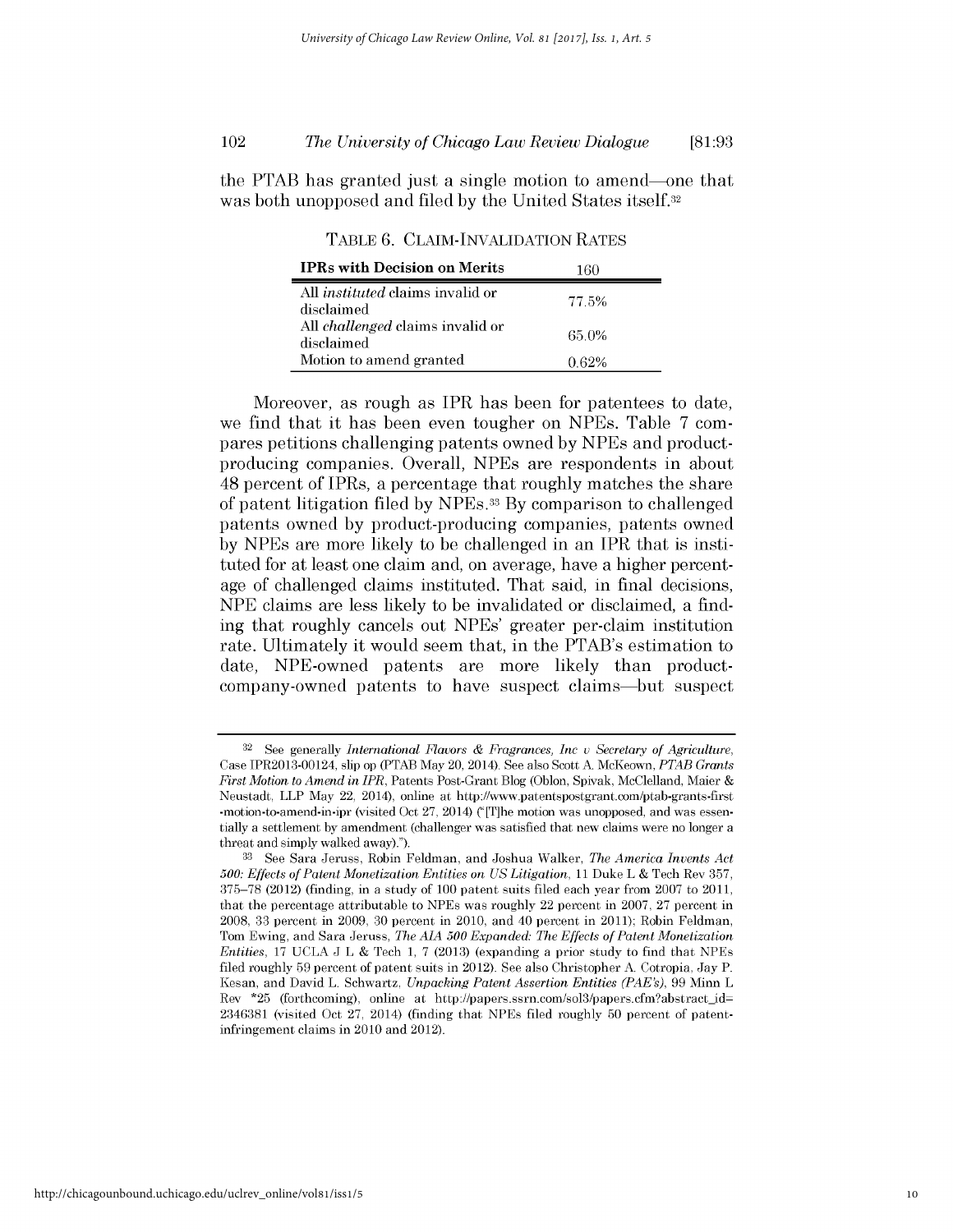the PTAB has granted just a single motion to amend—one that was both unopposed and filed by the United States itself.[32]

TABLE 6. CLAIM-INVALIDATION RATES

| **IPRs with Decision on Merits** | 160 |
|---|---|
| All *instituted* claims invalid or disclaimed | 77.5% |
| All *challenged* claims invalid or disclaimed | 65.0% |
| Motion to amend granted | 0.62% |

Moreover, as rough as IPR has been for patentees to date, we find that it has been even tougher on NPEs. Table 7 compares petitions challenging patents owned by NPEs and product-producing companies. Overall, NPEs are respondents in about 48 percent of IPRs, a percentage that roughly matches the share of patent litigation filed by NPEs.[33] By comparison to challenged patents owned by product-producing companies, patents owned by NPEs are more likely to be challenged in an IPR that is instituted for at least one claim and, on average, have a higher percentage of challenged claims instituted. That said, in final decisions, NPE claims are less likely to be invalidated or disclaimed, a finding that roughly cancels out NPEs' greater per-claim institution rate. Ultimately it would seem that, in the PTAB's estimation to date, NPE-owned patents are more likely than product-company-owned patents to have suspect claims—but suspect

---

[32] See generally *International Flavors & Fragrances, Inc v Secretary of Agriculture*, Case IPR2013-00124, slip op (PTAB May 20, 2014). See also Scott A. McKeown, *PTAB Grants First Motion to Amend in IPR*, Patents Post-Grant Blog (Oblon, Spivak, McClelland, Maier & Neustadt, LLP May 22, 2014), online at http://www.patentspostgrant.com/ptab-grants-first-motion-to-amend-in-ipr (visited Oct 27, 2014) ("[T]he motion was unopposed, and was essentially a settlement by amendment (challenger was satisfied that new claims were no longer a threat and simply walked away).").

[33] See Sara Jeruss, Robin Feldman, and Joshua Walker, *The America Invents Act 500: Effects of Patent Monetization Entities on US Litigation*, 11 Duke L & Tech Rev 357, 375–78 (2012) (finding, in a study of 100 patent suits filed each year from 2007 to 2011, that the percentage attributable to NPEs was roughly 22 percent in 2007, 27 percent in 2008, 33 percent in 2009, 30 percent in 2010, and 40 percent in 2011); Robin Feldman, Tom Ewing, and Sara Jeruss, *The AIA 500 Expanded: The Effects of Patent Monetization Entities*, 17 UCLA J L & Tech 1, 7 (2013) (expanding a prior study to find that NPEs filed roughly 59 percent of patent suits in 2012). See also Christopher A. Cotropia, Jay P. Kesan, and David L. Schwartz, *Unpacking Patent Assertion Entities (PAE's)*, 99 Minn L Rev *25 (forthcoming), online at http://papers.ssrn.com/sol3/papers.cfm?abstract_id=2346381 (visited Oct 27, 2014) (finding that NPEs filed roughly 50 percent of patent-infringement claims in 2010 and 2012).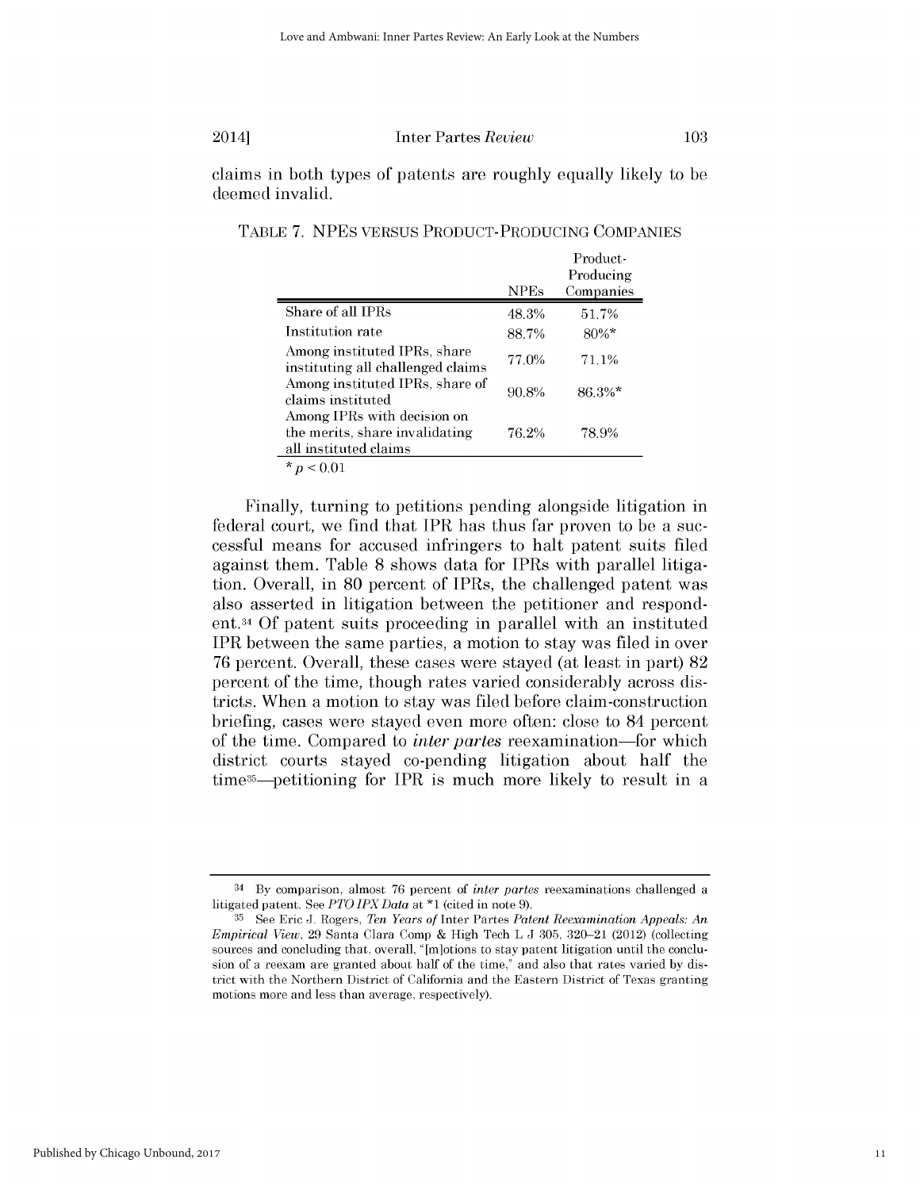claims in both types of patents are roughly equally likely to be deemed invalid.

TABLE 7. NPEs VERSUS PRODUCT-PRODUCING COMPANIES

| | NPEs | Product-Producing Companies |
|---|---|---|
| Share of all IPRs | 48.3% | 51.7% |
| Institution rate | 88.7% | 80%* |
| Among instituted IPRs, share instituting all challenged claims | 77.0% | 71.1% |
| Among instituted IPRs, share of claims instituted | 90.8% | 86.3%* |
| Among IPRs with decision on the merits, share invalidating all instituted claims | 76.2% | 78.9% |

* $p < 0.01$

Finally, turning to petitions pending alongside litigation in federal court, we find that IPR has thus far proven to be a successful means for accused infringers to halt patent suits filed against them. Table 8 shows data for IPRs with parallel litigation. Overall, in 80 percent of IPRs, the challenged patent was also asserted in litigation between the petitioner and respondent.[34] Of patent suits proceeding in parallel with an instituted IPR between the same parties, a motion to stay was filed in over 76 percent. Overall, these cases were stayed (at least in part) 82 percent of the time, though rates varied considerably across districts. When a motion to stay was filed before claim-construction briefing, cases were stayed even more often: close to 84 percent of the time. Compared to *inter partes* reexamination—for which district courts stayed co-pending litigation about half the time[35]—petitioning for IPR is much more likely to result in a

[34] By comparison, almost 76 percent of *inter partes* reexaminations challenged a litigated patent. See *PTO IPX Data* at *1 (cited in note 9).

[35] See Eric J. Rogers, *Ten Years of* Inter Partes *Patent Reexamination Appeals: An Empirical View*, 29 Santa Clara Comp & High Tech L J 305, 320–21 (2012) (collecting sources and concluding that, overall, "[m]otions to stay patent litigation until the conclusion of a reexam are granted about half of the time," and also that rates varied by district with the Northern District of California and the Eastern District of Texas granting motions more and less than average, respectively).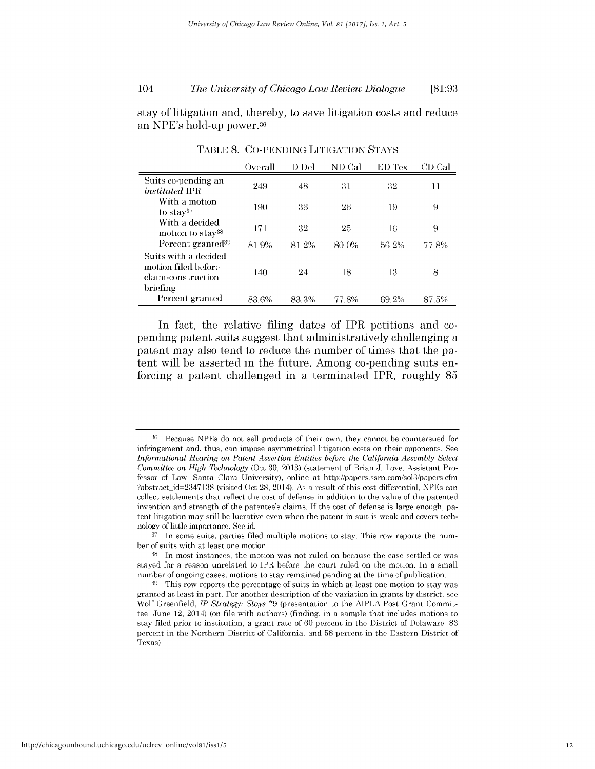stay of litigation and, thereby, to save litigation costs and reduce an NPE's hold-up power.[36]

TABLE 8. CO-PENDING LITIGATION STAYS

| | Overall | D Del | ND Cal | ED Tex | CD Cal |
|---|---|---|---|---|---|
| Suits co-pending an *instituted* IPR | 249 | 48 | 31 | 32 | 11 |
| With a motion to stay[37] | 190 | 36 | 26 | 19 | 9 |
| With a decided motion to stay[38] | 171 | 32 | 25 | 16 | 9 |
| Percent granted[39] | 81.9% | 81.2% | 80.0% | 56.2% | 77.8% |
| Suits with a decided motion filed before claim-construction briefing | 140 | 24 | 18 | 13 | 8 |
| Percent granted | 83.6% | 83.3% | 77.8% | 69.2% | 87.5% |

In fact, the relative filing dates of IPR petitions and co-pending patent suits suggest that administratively challenging a patent may also tend to reduce the number of times that the patent will be asserted in the future. Among co-pending suits enforcing a patent challenged in a terminated IPR, roughly 85

---

[36] Because NPEs do not sell products of their own, they cannot be countersued for infringement and, thus, can impose asymmetrical litigation costs on their opponents. See *Informational Hearing on Patent Assertion Entities before the California Assembly Select Committee on High Technology* (Oct 30, 2013) (statement of Brian J. Love, Assistant Professor of Law, Santa Clara University), online at http://papers.ssrn.com/sol3/papers.cfm?abstract_id=2347138 (visited Oct 28, 2014). As a result of this cost differential, NPEs can collect settlements that reflect the cost of defense in addition to the value of the patented invention and strength of the patentee's claims. If the cost of defense is large enough, patent litigation may still be lucrative even when the patent in suit is weak and covers technology of little importance. See id.

[37] In some suits, parties filed multiple motions to stay. This row reports the number of suits with at least one motion.

[38] In most instances, the motion was not ruled on because the case settled or was stayed for a reason unrelated to IPR before the court ruled on the motion. In a small number of ongoing cases, motions to stay remained pending at the time of publication.

[39] This row reports the percentage of suits in which at least one motion to stay was granted at least in part. For another description of the variation in grants by district, see Wolf Greenfield, *IP Strategy: Stays* *9 (presentation to the AIPLA Post Grant Committee, June 12, 2014) (on file with authors) (finding, in a sample that includes motions to stay filed prior to institution, a grant rate of 60 percent in the District of Delaware, 83 percent in the Northern District of California, and 58 percent in the Eastern District of Texas).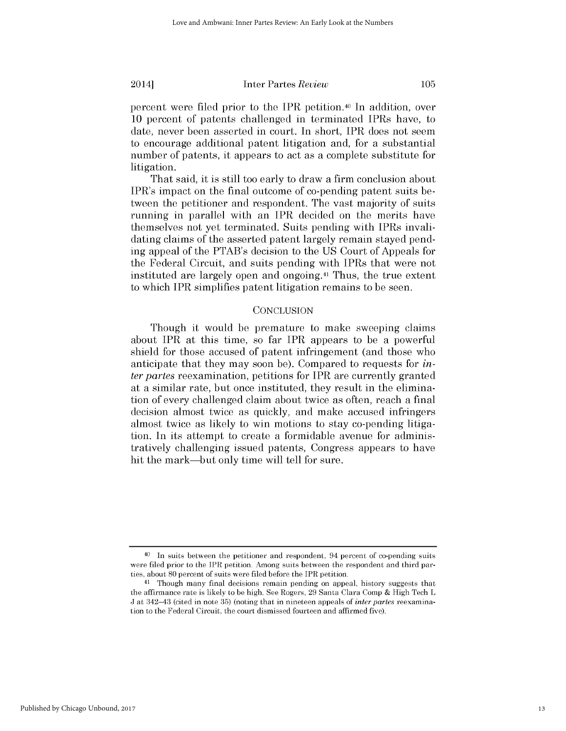percent were filed prior to the IPR petition.[40] In addition, over 10 percent of patents challenged in terminated IPRs have, to date, never been asserted in court. In short, IPR does not seem to encourage additional patent litigation and, for a substantial number of patents, it appears to act as a complete substitute for litigation.

That said, it is still too early to draw a firm conclusion about IPR's impact on the final outcome of co-pending patent suits between the petitioner and respondent. The vast majority of suits running in parallel with an IPR decided on the merits have themselves not yet terminated. Suits pending with IPRs invalidating claims of the asserted patent largely remain stayed pending appeal of the PTAB's decision to the US Court of Appeals for the Federal Circuit, and suits pending with IPRs that were not instituted are largely open and ongoing.[41] Thus, the true extent to which IPR simplifies patent litigation remains to be seen.

## CONCLUSION

Though it would be premature to make sweeping claims about IPR at this time, so far IPR appears to be a powerful shield for those accused of patent infringement (and those who anticipate that they may soon be). Compared to requests for *inter partes* reexamination, petitions for IPR are currently granted at a similar rate, but once instituted, they result in the elimination of every challenged claim about twice as often, reach a final decision almost twice as quickly, and make accused infringers almost twice as likely to win motions to stay co-pending litigation. In its attempt to create a formidable avenue for administratively challenging issued patents, Congress appears to have hit the mark—but only time will tell for sure.

---

[40] In suits between the petitioner and respondent, 94 percent of co-pending suits were filed prior to the IPR petition. Among suits between the respondent and third parties, about 80 percent of suits were filed before the IPR petition.

[41] Though many final decisions remain pending on appeal, history suggests that the affirmance rate is likely to be high. See Rogers, 29 Santa Clara Comp & High Tech L J at 342–43 (cited in note 35) (noting that in nineteen appeals of *inter partes* reexamination to the Federal Circuit, the court dismissed fourteen and affirmed five).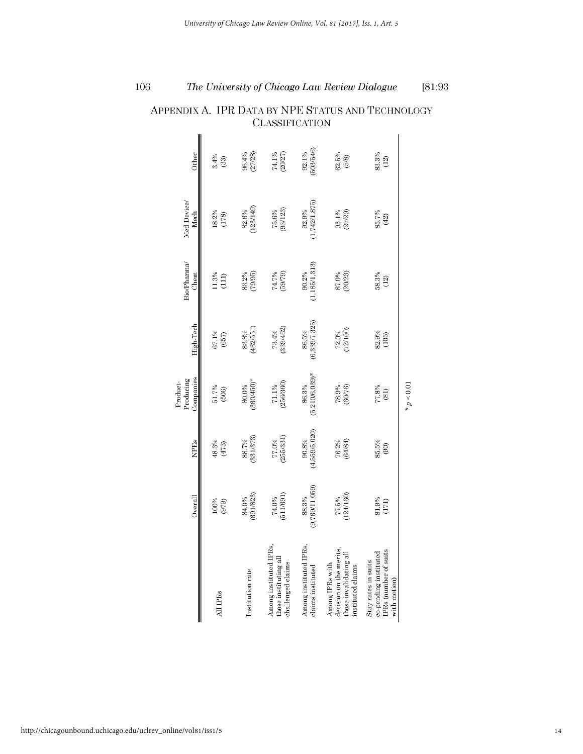## APPENDIX A. IPR DATA BY NPE STATUS AND TECHNOLOGY CLASSIFICATION

| | Overall | NPEs | Product-Producing Companies | High-Tech | Bio/Pharma/ Chem | Med Device/ Mech | Other |
|---|---|---|---|---|---|---|---|
| All IPRs | 100% (979) | 48.3% (473) | 51.7% (506) | 67.1% (657) | 11.3% (111) | 18.2% (178) | 3.4% (33) |
| Institution rate | 84.0% (691/823) | 88.7% (331/373) | 80.0% (360/450)* | 83.8% (462/551) | 83.2% (79/95) | 82.6% (123/149) | 96.4% (27/28) |
| Among instituted IPRs, those instituting all challenged claims | 74.0% (511/691) | 77.0% (255/331) | 71.1% (256/360) | 73.4% (339/462) | 74.7% (59/79) | 75.6% (93/123) | 74.1% (20/27) |
| Among instituted IPRs, claims instituted | 88.3% (9,769/11,059) | 90.8% (4,559/5,020) | 86.3% (5,210/6,039)* | 86.5% (6,339/7,325) | 90.2% (1,185/1,313) | 92.9% (1,742/1,875) | 92.1% (503/546) |
| Among IPRs with decision on the merits, those invalidating all instituted claims | 77.5% (124/160) | 76.2% (64/84) | 78.9% (60/76) | 72.0% (72/100) | 87.0% (20/23) | 93.1% (27/29) | 62.5% (5/8) |
| Stay rates in suits co-pending instituted IPRs (number of suits with motion) | 81.9% (171) | 85.5% (90) | 77.8% (81) | 82.9% (105) | 58.3% (12) | 85.7% (42) | 83.3% (12) |

\* $p < 0.01$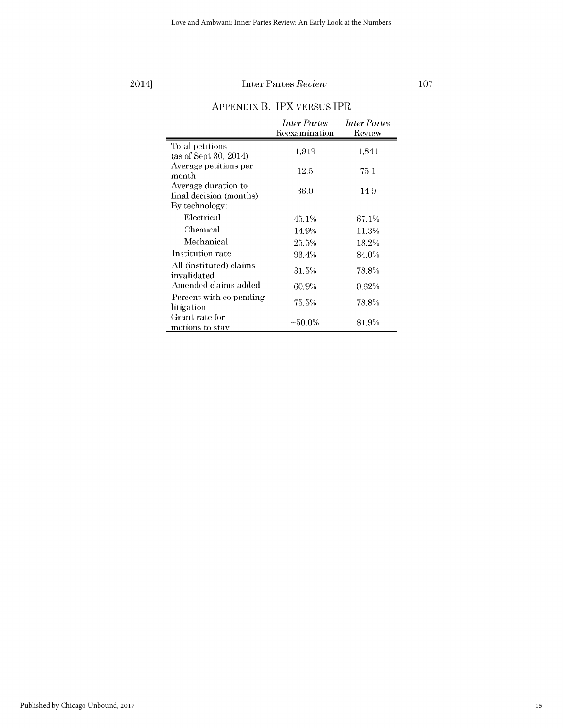## Appendix B. IPX versus IPR

| | *Inter Partes* Reexamination | *Inter Partes* Review |
|---|---|---|
| Total petitions (as of Sept 30, 2014) | 1,919 | 1,841 |
| Average petitions per month | 12.5 | 75.1 |
| Average duration to final decision (months) | 36.0 | 14.9 |
| By technology: | | |
| Electrical | 45.1% | 67.1% |
| Chemical | 14.9% | 11.3% |
| Mechanical | 25.5% | 18.2% |
| Institution rate | 93.4% | 84.0% |
| All (instituted) claims invalidated | 31.5% | 78.8% |
| Amended claims added | 60.9% | 0.62% |
| Percent with co-pending litigation | 75.5% | 78.8% |
| Grant rate for motions to stay | ~50.0% | 81.9% |